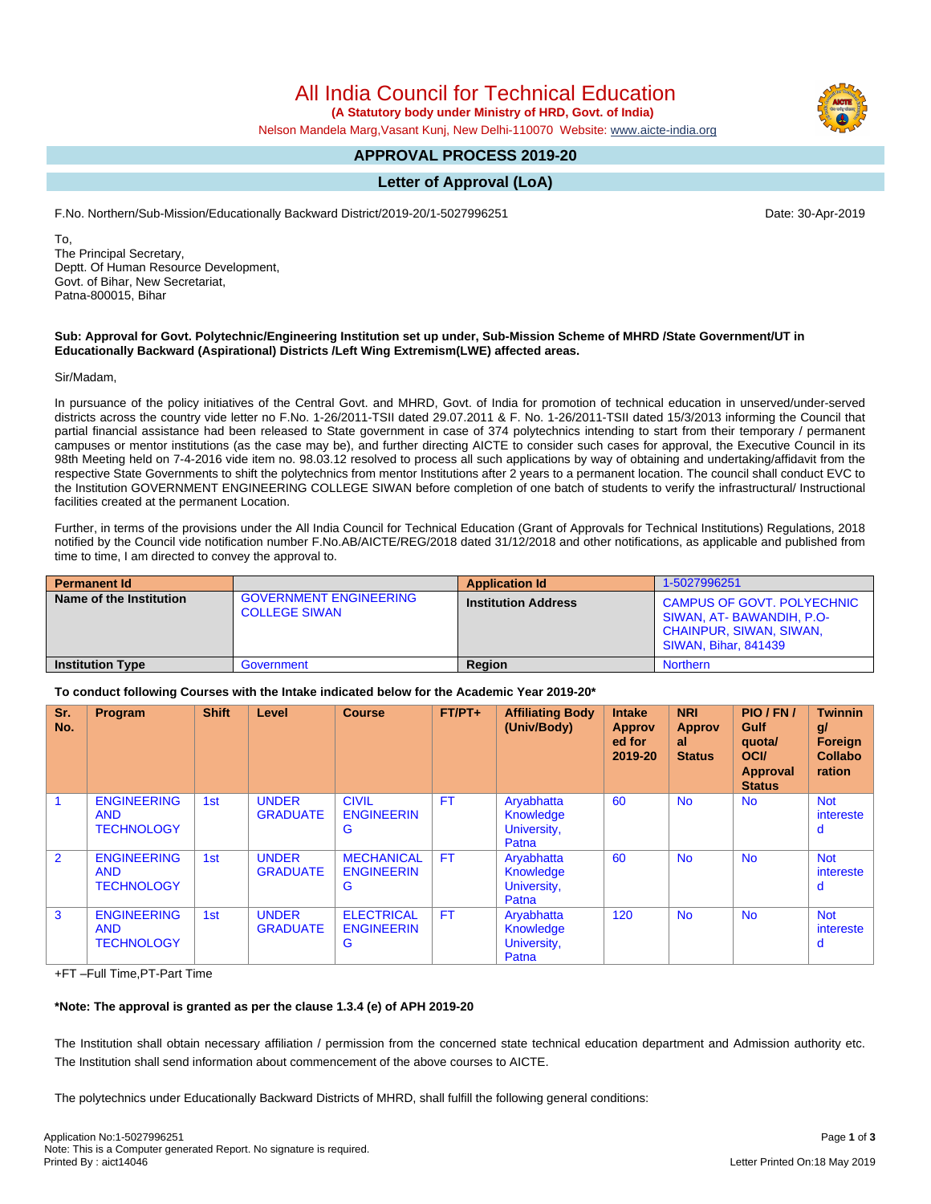# All India Council for Technical Education

**(A Statutory body under Ministry of HRD, Govt. of India)**

Nelson Mandela Marg,Vasant Kunj, New Delhi-110070 Website: www.aicte-india.org

## APPROVAL PROCESS 2019-20

## Letter of Approval (LoA)

F.No. Northern/Sub-Mission/Educationally Backward District/2019-20/1-5027996251 Date: 30-Apr-2019

To,
The Principal Secretary,
Deptt. Of Human Resource Development,
Govt. of Bihar, New Secretariat,
Patna-800015, Bihar

**Sub: Approval for Govt. Polytechnic/Engineering Institution set up under, Sub-Mission Scheme of MHRD /State Government/UT in Educationally Backward (Aspirational) Districts /Left Wing Extremism(LWE) affected areas.**

Sir/Madam,

In pursuance of the policy initiatives of the Central Govt. and MHRD, Govt. of India for promotion of technical education in unserved/under-served districts across the country vide letter no F.No. 1-26/2011-TSII dated 29.07.2011 & F. No. 1-26/2011-TSII dated 15/3/2013 informing the Council that partial financial assistance had been released to State government in case of 374 polytechnics intending to start from their temporary / permanent campuses or mentor institutions (as the case may be), and further directing AICTE to consider such cases for approval, the Executive Council in its 98th Meeting held on 7-4-2016 vide item no. 98.03.12 resolved to process all such applications by way of obtaining and undertaking/affidavit from the respective State Governments to shift the polytechnics from mentor Institutions after 2 years to a permanent location. The council shall conduct EVC to the Institution GOVERNMENT ENGINEERING COLLEGE SIWAN before completion of one batch of students to verify the infrastructural/ Instructional facilities created at the permanent Location.

Further, in terms of the provisions under the All India Council for Technical Education (Grant of Approvals for Technical Institutions) Regulations, 2018 notified by the Council vide notification number F.No.AB/AICTE/REG/2018 dated 31/12/2018 and other notifications, as applicable and published from time to time, I am directed to convey the approval to.

| Permanent Id | | Application Id | 1-5027996251 |
|---|---|---|---|
| Name of the Institution | GOVERNMENT ENGINEERING COLLEGE SIWAN | Institution Address | CAMPUS OF GOVT. POLYECHNIC SIWAN, AT- BAWANDIH, P.O- CHAINPUR, SIWAN, SIWAN, SIWAN, Bihar, 841439 |
| Institution Type | Government | Region | Northern |

**To conduct following Courses with the Intake indicated below for the Academic Year 2019-20***

| Sr. No. | Program | Shift | Level | Course | FT/PT+ | Affiliating Body (Univ/Body) | Intake Approved for 2019-20 | NRI Approval Status | PIO / FN / Gulf quota/ OCI/ Approval Status | Twinning/ Foreign Collaboration |
|---|---|---|---|---|---|---|---|---|---|---|
| 1 | ENGINEERING AND TECHNOLOGY | 1st | UNDER GRADUATE | CIVIL ENGINEERING | FT | Aryabhatta Knowledge University, Patna | 60 | No | No | Not interested |
| 2 | ENGINEERING AND TECHNOLOGY | 1st | UNDER GRADUATE | MECHANICAL ENGINEERING | FT | Aryabhatta Knowledge University, Patna | 60 | No | No | Not interested |
| 3 | ENGINEERING AND TECHNOLOGY | 1st | UNDER GRADUATE | ELECTRICAL ENGINEERING | FT | Aryabhatta Knowledge University, Patna | 120 | No | No | Not interested |

+FT –Full Time,PT-Part Time

**\*Note: The approval is granted as per the clause 1.3.4 (e) of APH 2019-20**

The Institution shall obtain necessary affiliation / permission from the concerned state technical education department and Admission authority etc. The Institution shall send information about commencement of the above courses to AICTE.

The polytechnics under Educationally Backward Districts of MHRD, shall fulfill the following general conditions:

Application No:1-5027996251
Note: This is a Computer generated Report. No signature is required.
Printed By : aict14046
Letter Printed On:18 May 2019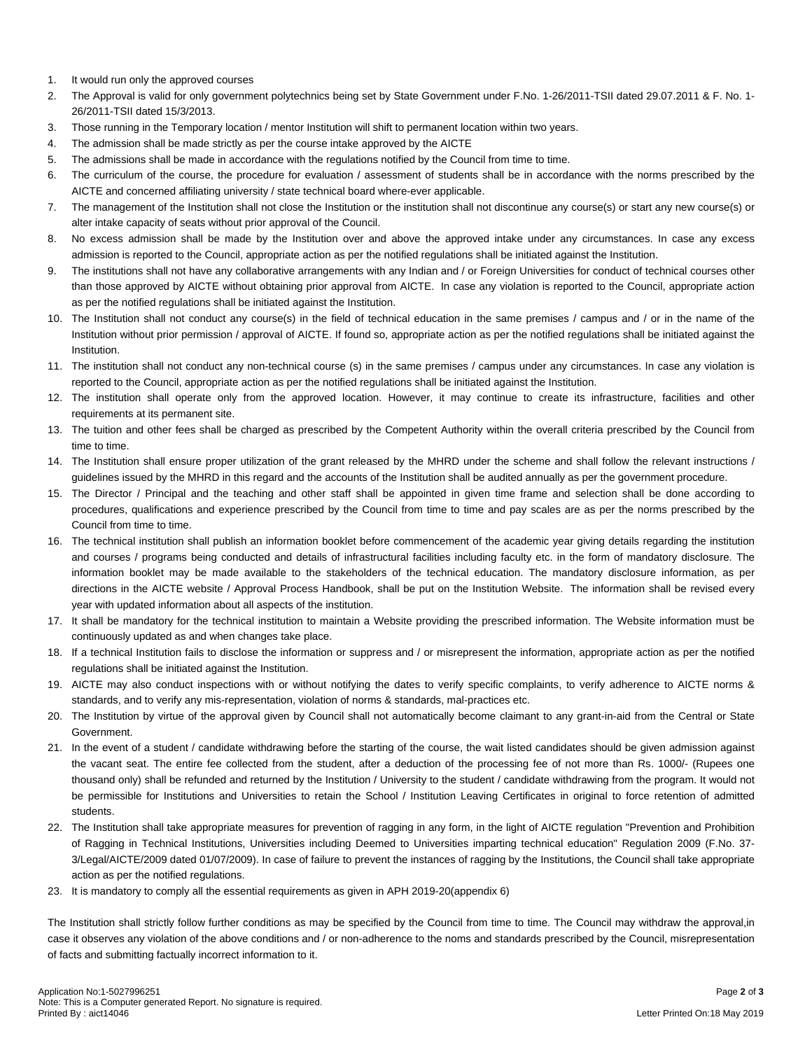1. It would run only the approved courses
2. The Approval is valid for only government polytechnics being set by State Government under F.No. 1-26/2011-TSII dated 29.07.2011 & F. No. 1-26/2011-TSII dated 15/3/2013.
3. Those running in the Temporary location / mentor Institution will shift to permanent location within two years.
4. The admission shall be made strictly as per the course intake approved by the AICTE
5. The admissions shall be made in accordance with the regulations notified by the Council from time to time.
6. The curriculum of the course, the procedure for evaluation / assessment of students shall be in accordance with the norms prescribed by the AICTE and concerned affiliating university / state technical board where-ever applicable.
7. The management of the Institution shall not close the Institution or the institution shall not discontinue any course(s) or start any new course(s) or alter intake capacity of seats without prior approval of the Council.
8. No excess admission shall be made by the Institution over and above the approved intake under any circumstances. In case any excess admission is reported to the Council, appropriate action as per the notified regulations shall be initiated against the Institution.
9. The institutions shall not have any collaborative arrangements with any Indian and / or Foreign Universities for conduct of technical courses other than those approved by AICTE without obtaining prior approval from AICTE. In case any violation is reported to the Council, appropriate action as per the notified regulations shall be initiated against the Institution.
10. The Institution shall not conduct any course(s) in the field of technical education in the same premises / campus and / or in the name of the Institution without prior permission / approval of AICTE. If found so, appropriate action as per the notified regulations shall be initiated against the Institution.
11. The institution shall not conduct any non-technical course (s) in the same premises / campus under any circumstances. In case any violation is reported to the Council, appropriate action as per the notified regulations shall be initiated against the Institution.
12. The institution shall operate only from the approved location. However, it may continue to create its infrastructure, facilities and other requirements at its permanent site.
13. The tuition and other fees shall be charged as prescribed by the Competent Authority within the overall criteria prescribed by the Council from time to time.
14. The Institution shall ensure proper utilization of the grant released by the MHRD under the scheme and shall follow the relevant instructions / guidelines issued by the MHRD in this regard and the accounts of the Institution shall be audited annually as per the government procedure.
15. The Director / Principal and the teaching and other staff shall be appointed in given time frame and selection shall be done according to procedures, qualifications and experience prescribed by the Council from time to time and pay scales are as per the norms prescribed by the Council from time to time.
16. The technical institution shall publish an information booklet before commencement of the academic year giving details regarding the institution and courses / programs being conducted and details of infrastructural facilities including faculty etc. in the form of mandatory disclosure. The information booklet may be made available to the stakeholders of the technical education. The mandatory disclosure information, as per directions in the AICTE website / Approval Process Handbook, shall be put on the Institution Website. The information shall be revised every year with updated information about all aspects of the institution.
17. It shall be mandatory for the technical institution to maintain a Website providing the prescribed information. The Website information must be continuously updated as and when changes take place.
18. If a technical Institution fails to disclose the information or suppress and / or misrepresent the information, appropriate action as per the notified regulations shall be initiated against the Institution.
19. AICTE may also conduct inspections with or without notifying the dates to verify specific complaints, to verify adherence to AICTE norms & standards, and to verify any mis-representation, violation of norms & standards, mal-practices etc.
20. The Institution by virtue of the approval given by Council shall not automatically become claimant to any grant-in-aid from the Central or State Government.
21. In the event of a student / candidate withdrawing before the starting of the course, the wait listed candidates should be given admission against the vacant seat. The entire fee collected from the student, after a deduction of the processing fee of not more than Rs. 1000/- (Rupees one thousand only) shall be refunded and returned by the Institution / University to the student / candidate withdrawing from the program. It would not be permissible for Institutions and Universities to retain the School / Institution Leaving Certificates in original to force retention of admitted students.
22. The Institution shall take appropriate measures for prevention of ragging in any form, in the light of AICTE regulation "Prevention and Prohibition of Ragging in Technical Institutions, Universities including Deemed to Universities imparting technical education" Regulation 2009 (F.No. 37-3/Legal/AICTE/2009 dated 01/07/2009). In case of failure to prevent the instances of ragging by the Institutions, the Council shall take appropriate action as per the notified regulations.
23. It is mandatory to comply all the essential requirements as given in APH 2019-20(appendix 6)

The Institution shall strictly follow further conditions as may be specified by the Council from time to time. The Council may withdraw the approval,in case it observes any violation of the above conditions and / or non-adherence to the noms and standards prescribed by the Council, misrepresentation of facts and submitting factually incorrect information to it.

Application No:1-5027996251
Note: This is a Computer generated Report. No signature is required.
Printed By : aict14046

Letter Printed On:18 May 2019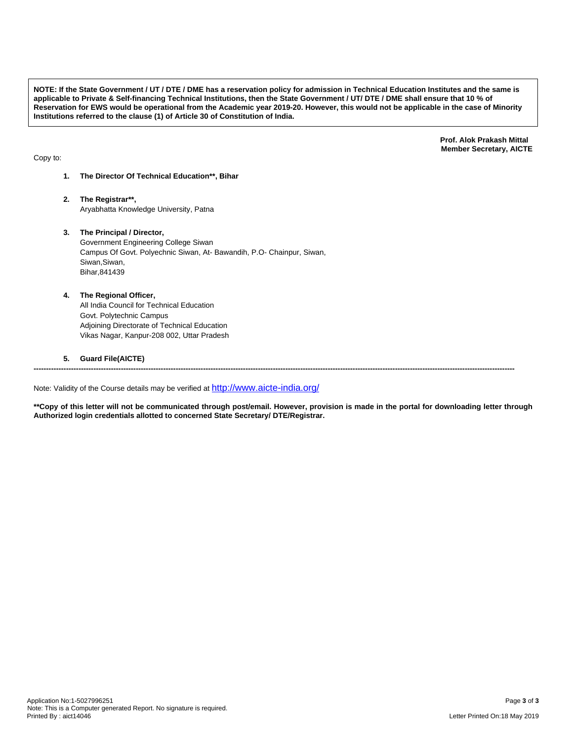**NOTE: If the State Government / UT / DTE / DME has a reservation policy for admission in Technical Education Institutes and the same is applicable to Private & Self-financing Technical Institutions, then the State Government / UT/ DTE / DME shall ensure that 10 % of Reservation for EWS would be operational from the Academic year 2019-20. However, this would not be applicable in the case of Minority Institutions referred to the clause (1) of Article 30 of Constitution of India.**

**Prof. Alok Prakash Mittal**
**Member Secretary, AICTE**

Copy to:

1. **The Director Of Technical Education\*\*, Bihar**

2. **The Registrar\*\*,**
   Aryabhatta Knowledge University, Patna

3. **The Principal / Director,**
   Government Engineering College Siwan
   Campus Of Govt. Polyechnic Siwan, At- Bawandih, P.O- Chainpur, Siwan,
   Siwan,Siwan,
   Bihar,841439

4. **The Regional Officer,**
   All India Council for Technical Education
   Govt. Polytechnic Campus
   Adjoining Directorate of Technical Education
   Vikas Nagar, Kanpur-208 002, Uttar Pradesh

5. **Guard File(AICTE)**

---

Note: Validity of the Course details may be verified at http://www.aicte-india.org/

**\*\*Copy of this letter will not be communicated through post/email. However, provision is made in the portal for downloading letter through Authorized login credentials allotted to concerned State Secretary/ DTE/Registrar.**

Application No:1-5027996251
Note: This is a Computer generated Report. No signature is required.
Printed By : aict14046

Letter Printed On:18 May 2019